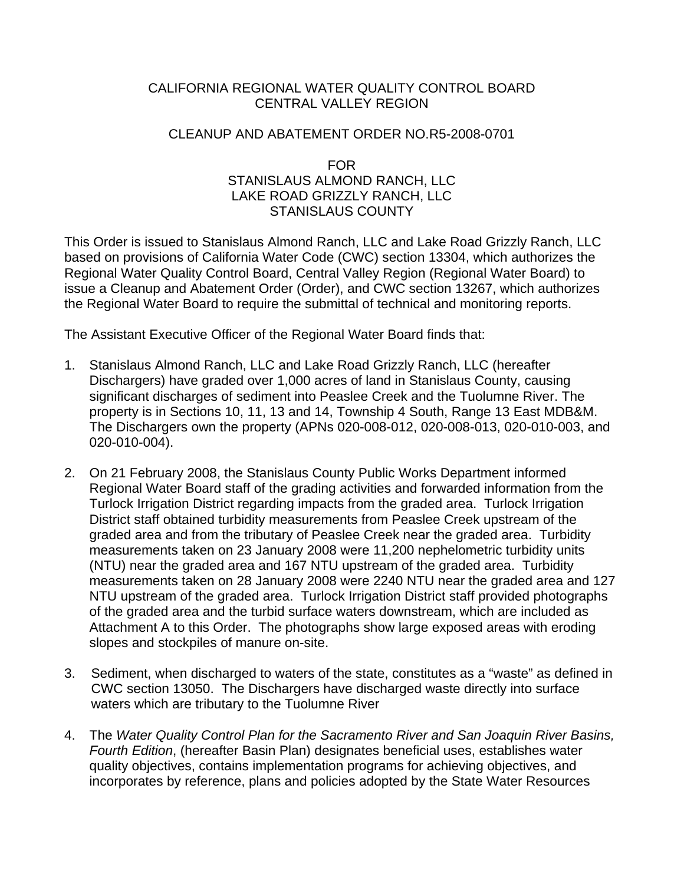CALIFORNIA REGIONAL WATER QUALITY CONTROL BOARD
CENTRAL VALLEY REGION

CLEANUP AND ABATEMENT ORDER NO.R5-2008-0701

FOR
STANISLAUS ALMOND RANCH, LLC
LAKE ROAD GRIZZLY RANCH, LLC
STANISLAUS COUNTY

This Order is issued to Stanislaus Almond Ranch, LLC and Lake Road Grizzly Ranch, LLC based on provisions of California Water Code (CWC) section 13304, which authorizes the Regional Water Quality Control Board, Central Valley Region (Regional Water Board) to issue a Cleanup and Abatement Order (Order), and CWC section 13267, which authorizes the Regional Water Board to require the submittal of technical and monitoring reports.

The Assistant Executive Officer of the Regional Water Board finds that:

1. Stanislaus Almond Ranch, LLC and Lake Road Grizzly Ranch, LLC (hereafter Dischargers) have graded over 1,000 acres of land in Stanislaus County, causing significant discharges of sediment into Peaslee Creek and the Tuolumne River. The property is in Sections 10, 11, 13 and 14, Township 4 South, Range 13 East MDB&M. The Dischargers own the property (APNs 020-008-012, 020-008-013, 020-010-003, and 020-010-004).

2. On 21 February 2008, the Stanislaus County Public Works Department informed Regional Water Board staff of the grading activities and forwarded information from the Turlock Irrigation District regarding impacts from the graded area. Turlock Irrigation District staff obtained turbidity measurements from Peaslee Creek upstream of the graded area and from the tributary of Peaslee Creek near the graded area. Turbidity measurements taken on 23 January 2008 were 11,200 nephelometric turbidity units (NTU) near the graded area and 167 NTU upstream of the graded area. Turbidity measurements taken on 28 January 2008 were 2240 NTU near the graded area and 127 NTU upstream of the graded area. Turlock Irrigation District staff provided photographs of the graded area and the turbid surface waters downstream, which are included as Attachment A to this Order. The photographs show large exposed areas with eroding slopes and stockpiles of manure on-site.

3. Sediment, when discharged to waters of the state, constitutes as a "waste" as defined in CWC section 13050. The Dischargers have discharged waste directly into surface waters which are tributary to the Tuolumne River

4. The *Water Quality Control Plan for the Sacramento River and San Joaquin River Basins, Fourth Edition*, (hereafter Basin Plan) designates beneficial uses, establishes water quality objectives, contains implementation programs for achieving objectives, and incorporates by reference, plans and policies adopted by the State Water Resources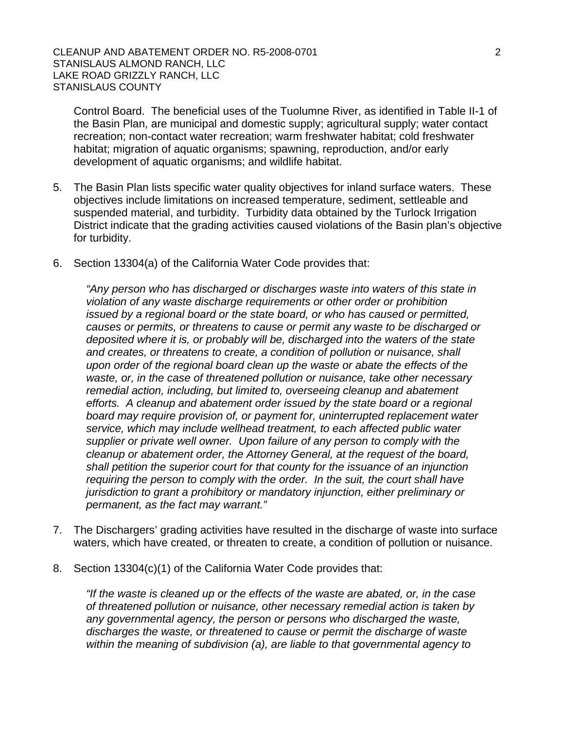Control Board. The beneficial uses of the Tuolumne River, as identified in Table II-1 of the Basin Plan, are municipal and domestic supply; agricultural supply; water contact recreation; non-contact water recreation; warm freshwater habitat; cold freshwater habitat; migration of aquatic organisms; spawning, reproduction, and/or early development of aquatic organisms; and wildlife habitat.

5. The Basin Plan lists specific water quality objectives for inland surface waters. These objectives include limitations on increased temperature, sediment, settleable and suspended material, and turbidity. Turbidity data obtained by the Turlock Irrigation District indicate that the grading activities caused violations of the Basin plan's objective for turbidity.

6. Section 13304(a) of the California Water Code provides that:

   *"Any person who has discharged or discharges waste into waters of this state in violation of any waste discharge requirements or other order or prohibition issued by a regional board or the state board, or who has caused or permitted, causes or permits, or threatens to cause or permit any waste to be discharged or deposited where it is, or probably will be, discharged into the waters of the state and creates, or threatens to create, a condition of pollution or nuisance, shall upon order of the regional board clean up the waste or abate the effects of the waste, or, in the case of threatened pollution or nuisance, take other necessary remedial action, including, but limited to, overseeing cleanup and abatement efforts. A cleanup and abatement order issued by the state board or a regional board may require provision of, or payment for, uninterrupted replacement water service, which may include wellhead treatment, to each affected public water supplier or private well owner. Upon failure of any person to comply with the cleanup or abatement order, the Attorney General, at the request of the board, shall petition the superior court for that county for the issuance of an injunction requiring the person to comply with the order. In the suit, the court shall have jurisdiction to grant a prohibitory or mandatory injunction, either preliminary or permanent, as the fact may warrant."*

7. The Dischargers' grading activities have resulted in the discharge of waste into surface waters, which have created, or threaten to create, a condition of pollution or nuisance.

8. Section 13304(c)(1) of the California Water Code provides that:

   *"If the waste is cleaned up or the effects of the waste are abated, or, in the case of threatened pollution or nuisance, other necessary remedial action is taken by any governmental agency, the person or persons who discharged the waste, discharges the waste, or threatened to cause or permit the discharge of waste within the meaning of subdivision (a), are liable to that governmental agency to*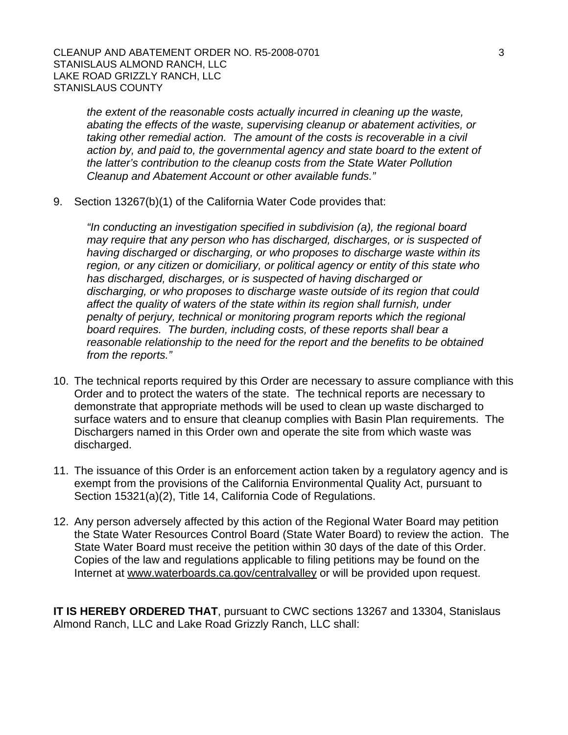*the extent of the reasonable costs actually incurred in cleaning up the waste, abating the effects of the waste, supervising cleanup or abatement activities, or taking other remedial action. The amount of the costs is recoverable in a civil action by, and paid to, the governmental agency and state board to the extent of the latter's contribution to the cleanup costs from the State Water Pollution Cleanup and Abatement Account or other available funds."*

9. Section 13267(b)(1) of the California Water Code provides that:

   *"In conducting an investigation specified in subdivision (a), the regional board may require that any person who has discharged, discharges, or is suspected of having discharged or discharging, or who proposes to discharge waste within its region, or any citizen or domiciliary, or political agency or entity of this state who has discharged, discharges, or is suspected of having discharged or discharging, or who proposes to discharge waste outside of its region that could affect the quality of waters of the state within its region shall furnish, under penalty of perjury, technical or monitoring program reports which the regional board requires. The burden, including costs, of these reports shall bear a reasonable relationship to the need for the report and the benefits to be obtained from the reports."*

10. The technical reports required by this Order are necessary to assure compliance with this Order and to protect the waters of the state. The technical reports are necessary to demonstrate that appropriate methods will be used to clean up waste discharged to surface waters and to ensure that cleanup complies with Basin Plan requirements. The Dischargers named in this Order own and operate the site from which waste was discharged.

11. The issuance of this Order is an enforcement action taken by a regulatory agency and is exempt from the provisions of the California Environmental Quality Act, pursuant to Section 15321(a)(2), Title 14, California Code of Regulations.

12. Any person adversely affected by this action of the Regional Water Board may petition the State Water Resources Control Board (State Water Board) to review the action. The State Water Board must receive the petition within 30 days of the date of this Order. Copies of the law and regulations applicable to filing petitions may be found on the Internet at www.waterboards.ca.gov/centralvalley or will be provided upon request.

**IT IS HEREBY ORDERED THAT**, pursuant to CWC sections 13267 and 13304, Stanislaus Almond Ranch, LLC and Lake Road Grizzly Ranch, LLC shall: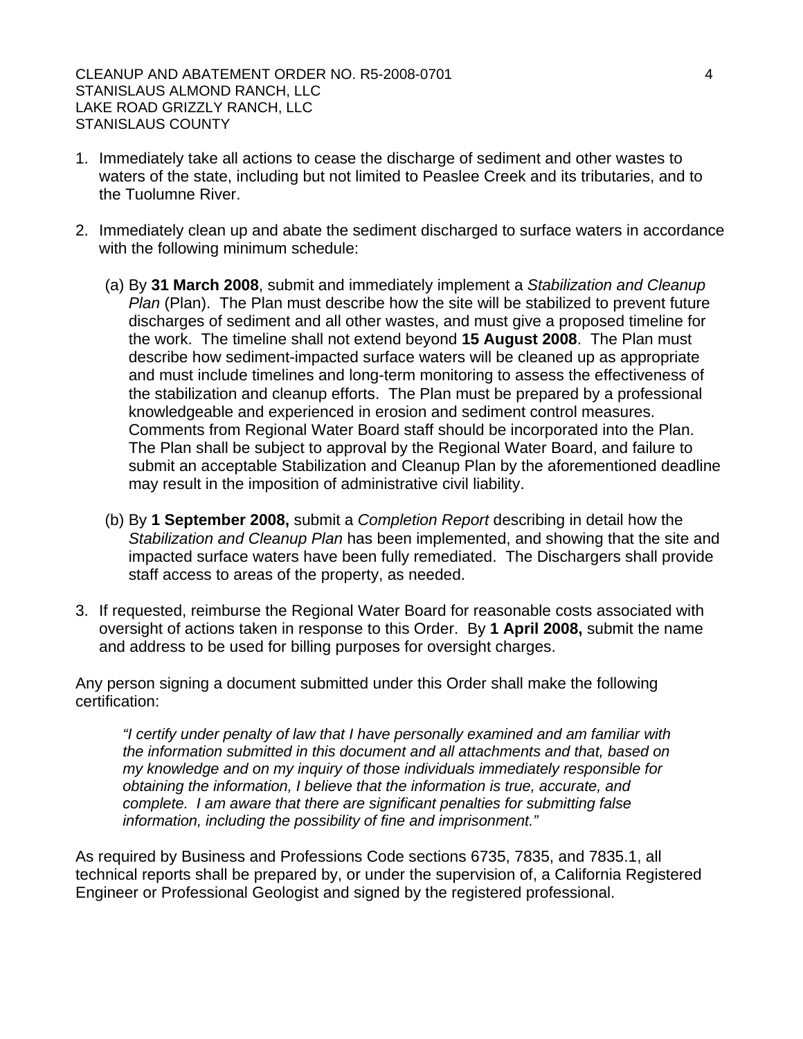1. Immediately take all actions to cease the discharge of sediment and other wastes to waters of the state, including but not limited to Peaslee Creek and its tributaries, and to the Tuolumne River.

2. Immediately clean up and abate the sediment discharged to surface waters in accordance with the following minimum schedule:

   (a) By **31 March 2008**, submit and immediately implement a *Stabilization and Cleanup Plan* (Plan). The Plan must describe how the site will be stabilized to prevent future discharges of sediment and all other wastes, and must give a proposed timeline for the work. The timeline shall not extend beyond **15 August 2008**. The Plan must describe how sediment-impacted surface waters will be cleaned up as appropriate and must include timelines and long-term monitoring to assess the effectiveness of the stabilization and cleanup efforts. The Plan must be prepared by a professional knowledgeable and experienced in erosion and sediment control measures. Comments from Regional Water Board staff should be incorporated into the Plan. The Plan shall be subject to approval by the Regional Water Board, and failure to submit an acceptable Stabilization and Cleanup Plan by the aforementioned deadline may result in the imposition of administrative civil liability.

   (b) By **1 September 2008,** submit a *Completion Report* describing in detail how the *Stabilization and Cleanup Plan* has been implemented, and showing that the site and impacted surface waters have been fully remediated. The Dischargers shall provide staff access to areas of the property, as needed.

3. If requested, reimburse the Regional Water Board for reasonable costs associated with oversight of actions taken in response to this Order. By **1 April 2008,** submit the name and address to be used for billing purposes for oversight charges.

Any person signing a document submitted under this Order shall make the following certification:

> *"I certify under penalty of law that I have personally examined and am familiar with the information submitted in this document and all attachments and that, based on my knowledge and on my inquiry of those individuals immediately responsible for obtaining the information, I believe that the information is true, accurate, and complete. I am aware that there are significant penalties for submitting false information, including the possibility of fine and imprisonment."*

As required by Business and Professions Code sections 6735, 7835, and 7835.1, all technical reports shall be prepared by, or under the supervision of, a California Registered Engineer or Professional Geologist and signed by the registered professional.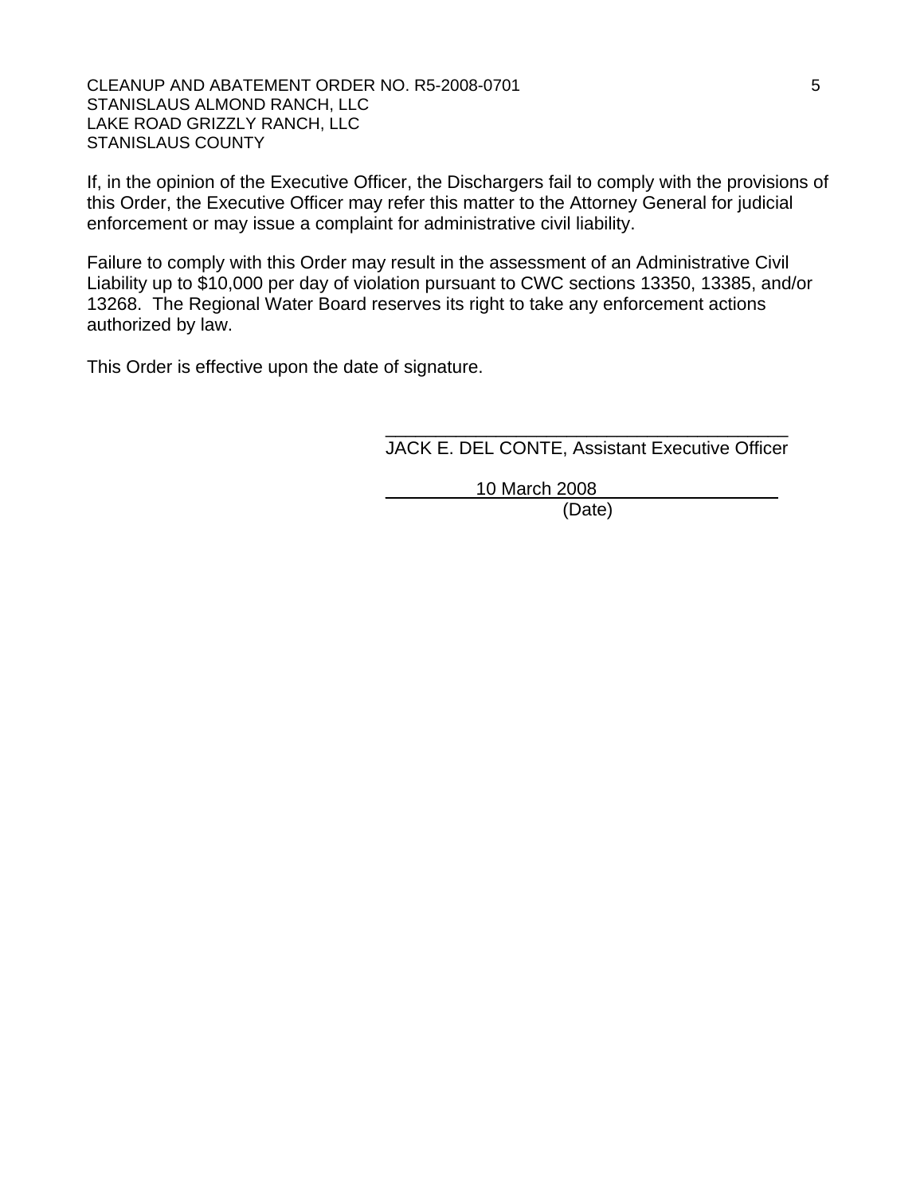If, in the opinion of the Executive Officer, the Dischargers fail to comply with the provisions of this Order, the Executive Officer may refer this matter to the Attorney General for judicial enforcement or may issue a complaint for administrative civil liability.

Failure to comply with this Order may result in the assessment of an Administrative Civil Liability up to $10,000 per day of violation pursuant to CWC sections 13350, 13385, and/or 13268. The Regional Water Board reserves its right to take any enforcement actions authorized by law.

This Order is effective upon the date of signature.

\_\_\_\_\_\_\_\_\_\_\_\_\_\_\_\_\_\_\_\_\_\_\_\_\_\_\_\_\_\_\_\_\_\_\_\_\_\_\_\_
JACK E. DEL CONTE, Assistant Executive Officer

10 March 2008
(Date)